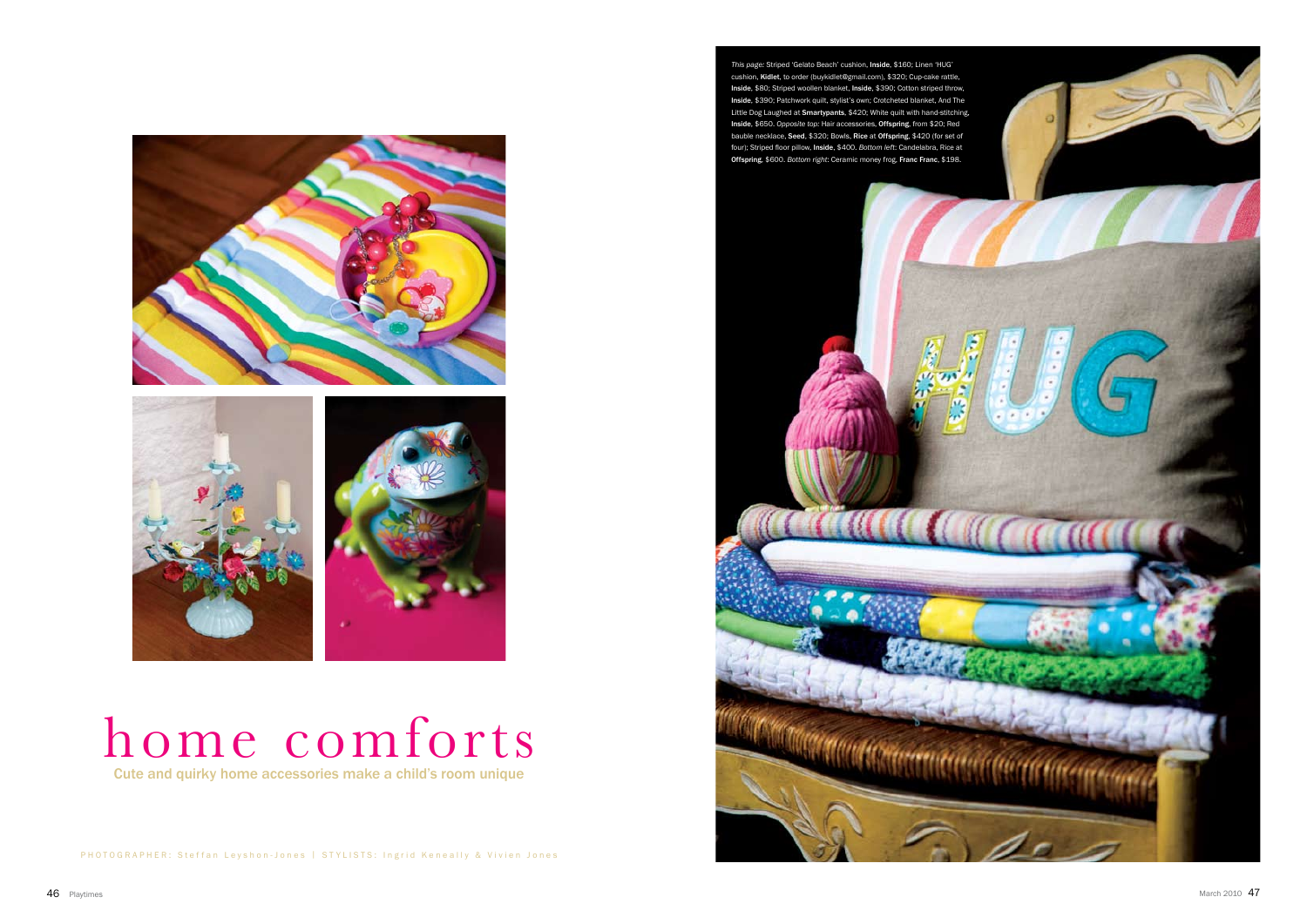# home comforts

Cute and quirky home accessories make a child's room unique

PHOTOGRAPHER: Steffan Leyshon-Jones | STYLISTS: Ingrid Keneally & Vivien Jones

*This page:* Striped 'Gelato Beach' cushion, **Inside**, $160; Linen 'HUG' cushion, **Kidlet**, to order (buykidlet@gmail.com), $320; Cup-cake rattle, **Inside**, $80; Striped woollen blanket, **Inside**, $390; Cotton striped throw, **Inside**, $390; Patchwork quilt, stylist's own; Crotcheted blanket, And The Little Dog Laughed at **Smartypants**, $420; White quilt with hand-stitching, **Inside**, $650. *Opposite top:* Hair accessories, **Offspring**, from $20; Red bauble necklace, **Seed**, $320; Bowls, **Rice** at **Offspring**, $420 (for set of four); Striped floor pillow, **Inside**, $400. *Bottom left:* Candelabra, Rice at **Offspring**, $600. *Bottom right:* Ceramic money frog, **Franc Franc**, $198.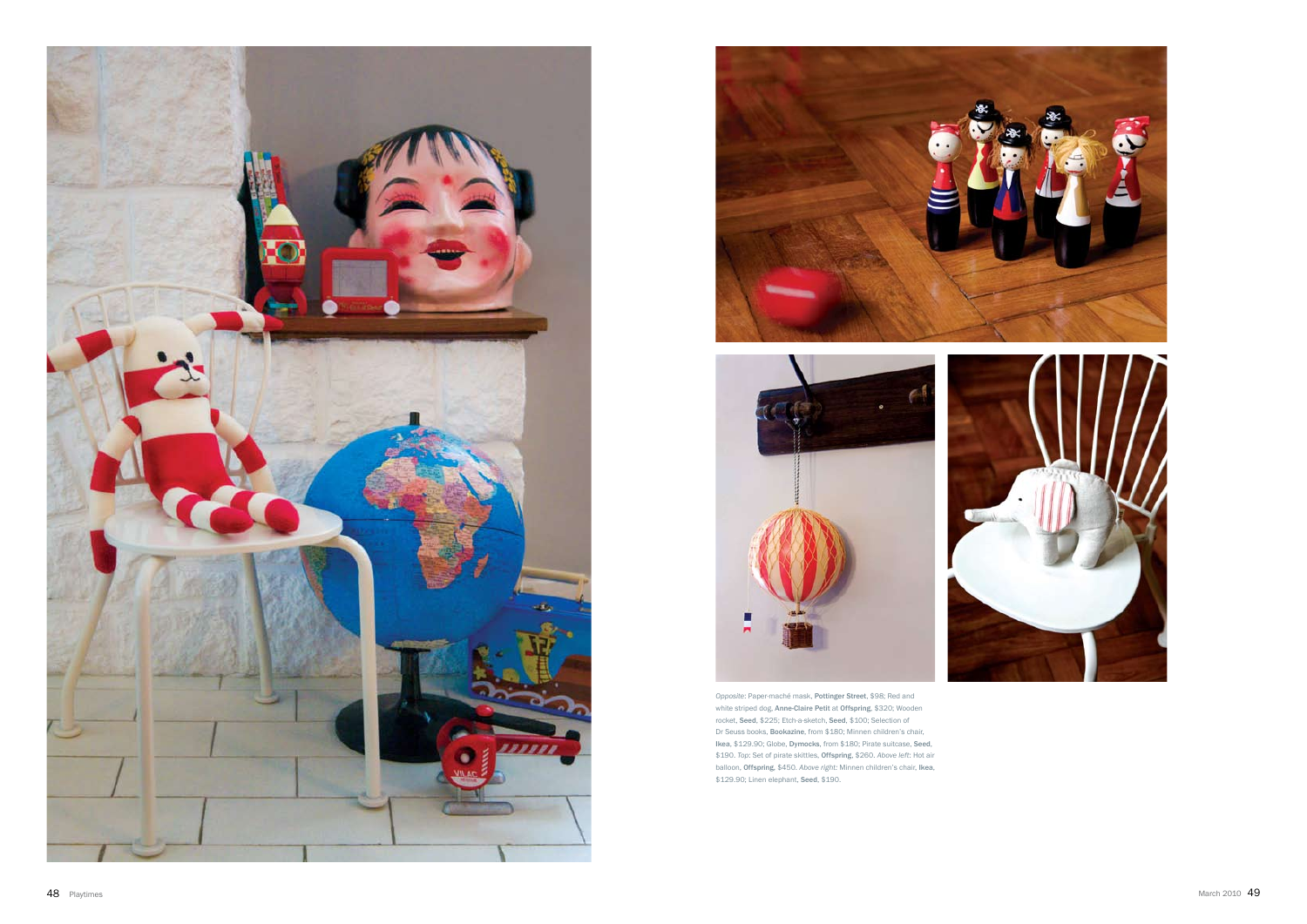*Opposite:* Paper-maché mask, **Pottinger Street**, $98; Red and white striped dog, **Anne-Claire Petit** at **Offspring**, $320; Wooden rocket, **Seed**, $225; Etch-a-sketch, **Seed**, $100; Selection of Dr Seuss books, **Bookazine**, from $180; Minnen children's chair, **Ikea**, $129.90; Globe, **Dymocks**, from $180; Pirate suitcase, **Seed**, $190. *Top:* Set of pirate skittles, **Offspring**, $260. *Above left:* Hot air balloon, **Offspring**, $450. *Above right:* Minnen children's chair, **Ikea**, $129.90; Linen elephant, **Seed**, $190.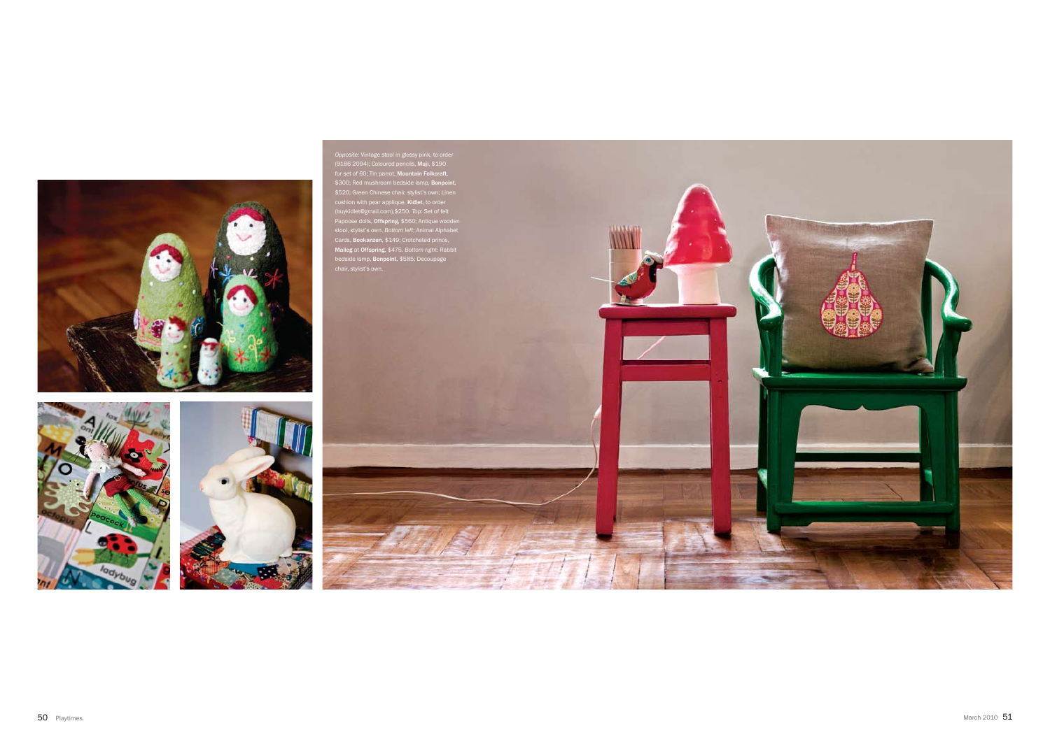*Opposite:* Vintage stool in glossy pink, to order (9186 2094); Coloured pencils, **Muji**, $190 for set of 60; Tin parrot, **Mountain Folkcraft**, $300; Red mushroom bedside lamp, **Bonpoint**, $520; Green Chinese chair, stylist's own; Linen cushion with pear applique, **Kidlet**, to order (buykidlet@gmail.com),$250. *Top:* Set of felt Papoose dolls, **Offspring**, $560; Antique wooden stool, stylist's own. *Bottom left:* Animal Alphabet Cards, **Bookanzen**, $149; Crotcheted prince, **Maileg** at **Offspring**, $475. *Bottom right:* Rabbit bedside lamp, **Bonpoint**, $585; Decoupage chair, stylist's own.